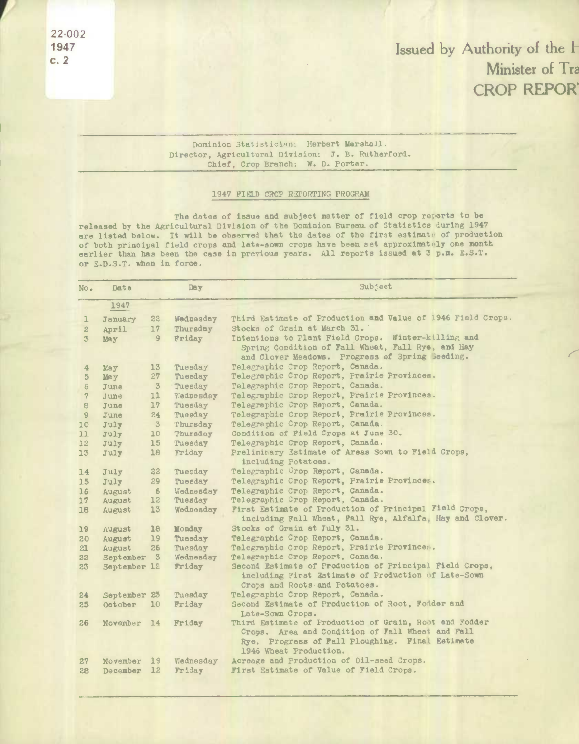22-002
1947
c. 2

Issued by Authority of the H
Minister of Tra
CROP REPOR

Dominion Statistician: Herbert Marshall.
Director, Agricultural Division: J. B. Rutherford.
Chief, Crop Branch: W. D. Porter.

## 1947 FIELD CROP REPORTING PROGRAM

The dates of issue and subject matter of field crop reports to be released by the Agricultural Division of the Dominion Bureau of Statistics during 1947 are listed below. It will be observed that the dates of the first estimate of production of both principal field crops and late-sown crops have been set approximately one month earlier than has been the case in previous years. All reports issued at 3 p.m. E.S.T. or E.D.S.T. when in force.

| No. | Date | | Day | Subject |
|---|---|---|---|---|
| | 1947 | | | |
| 1 | January | 22 | Wednesday | Third Estimate of Production and Value of 1946 Field Crops. |
| 2 | April | 17 | Thursday | Stocks of Grain at March 31. |
| 3 | May | 9 | Friday | Intentions to Plant Field Crops. Winter-killing and Spring Condition of Fall Wheat, Fall Rye, and Hay and Clover Meadows. Progress of Spring Seeding. |
| 4 | May | 13 | Tuesday | Telegraphic Crop Report, Canada. |
| 5 | May | 27 | Tuesday | Telegraphic Crop Report, Prairie Provinces. |
| 6 | June | 3 | Tuesday | Telegraphic Crop Report, Canada. |
| 7 | June | 11 | Wednesday | Telegraphic Crop Report, Prairie Provinces. |
| 8 | June | 17 | Tuesday | Telegraphic Crop Report, Canada. |
| 9 | June | 24 | Tuesday | Telegraphic Crop Report, Prairie Provinces. |
| 10 | July | 3 | Thursday | Telegraphic Crop Report, Canada. |
| 11 | July | 10 | Thursday | Condition of Field Crops at June 30. |
| 12 | July | 15 | Tuesday | Telegraphic Crop Report, Canada. |
| 13 | July | 18 | Friday | Preliminary Estimate of Areas Sown to Field Crops, including Potatoes. |
| 14 | July | 22 | Tuesday | Telegraphic Crop Report, Canada. |
| 15 | July | 29 | Tuesday | Telegraphic Crop Report, Prairie Provinces. |
| 16 | August | 6 | Wednesday | Telegraphic Crop Report, Canada. |
| 17 | August | 12 | Tuesday | Telegraphic Crop Report, Canada. |
| 18 | August | 13 | Wednesday | First Estimate of Production of Principal Field Crops, including Fall Wheat, Fall Rye, Alfalfa, Hay and Clover. |
| 19 | August | 18 | Monday | Stocks of Grain at July 31. |
| 20 | August | 19 | Tuesday | Telegraphic Crop Report, Canada. |
| 21 | August | 26 | Tuesday | Telegraphic Crop Report, Prairie Provinces. |
| 22 | September | 3 | Wednesday | Telegraphic Crop Report, Canada. |
| 23 | September | 12 | Friday | Second Estimate of Production of Principal Field Crops, including First Estimate of Production of Late-Sown Crops and Roots and Potatoes. |
| 24 | September | 23 | Tuesday | Telegraphic Crop Report, Canada. |
| 25 | October | 10 | Friday | Second Estimate of Production of Root, Fodder and Late-Sown Crops. |
| 26 | November | 14 | Friday | Third Estimate of Production of Grain, Root and Fodder Crops. Area and Condition of Fall Wheat and Fall Rye. Progress of Fall Ploughing. Final Estimate 1946 Wheat Production. |
| 27 | November | 19 | Wednesday | Acreage and Production of Oil-seed Crops. |
| 28 | December | 12 | Friday | First Estimate of Value of Field Crops. |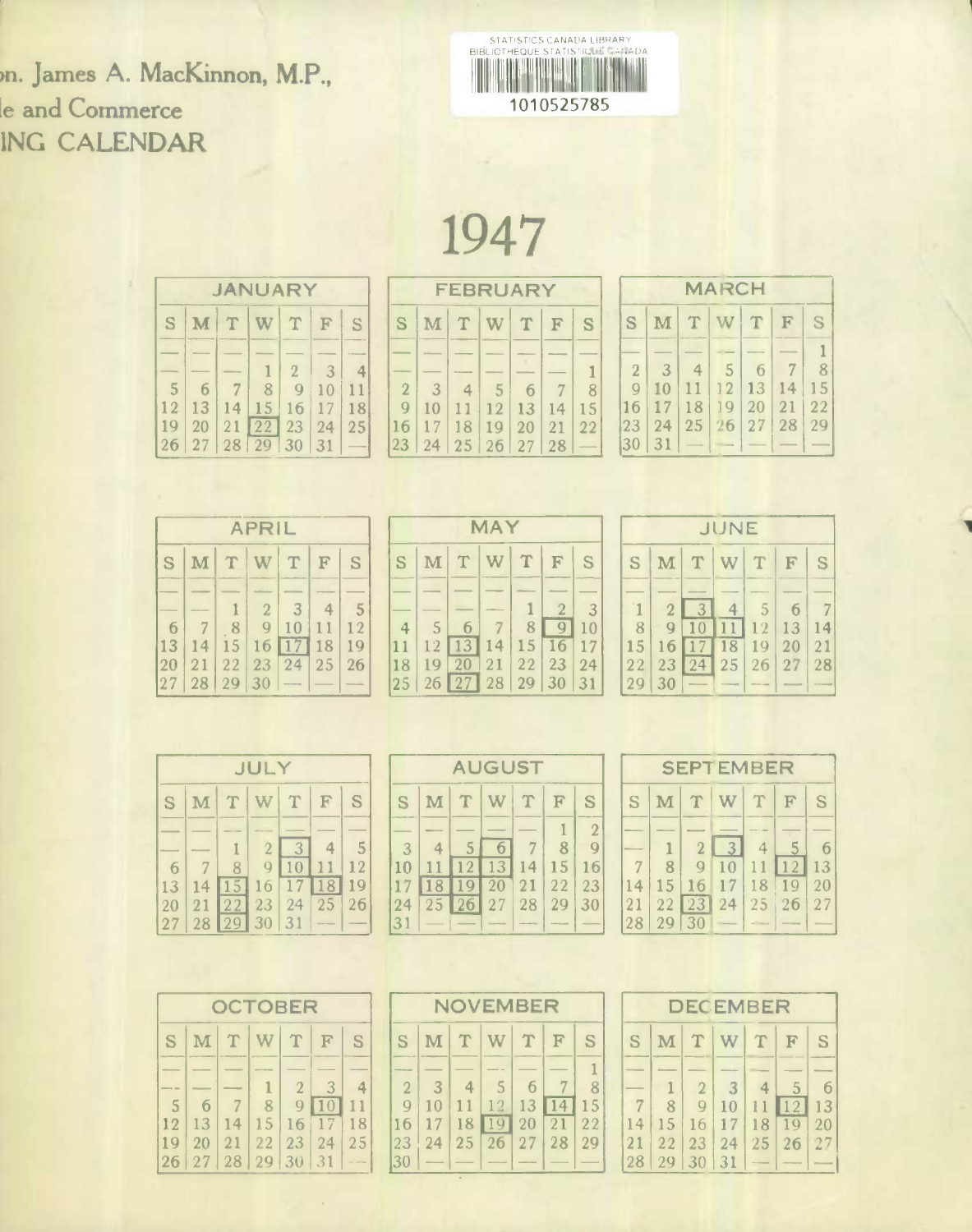on. James A. MacKinnon, M.P.,
le and Commerce
ING CALENDAR

STATISTICS CANADA LIBRARY
BIBLIOTHEQUE STATISTIQUE CANADA
1010525785

# 1947

**JANUARY**

| S | M | T | W | T | F | S |
|---|---|---|---|---|---|---|
| — | — | — | 1 | 2 | 3 | 4 |
| 5 | 6 | 7 | 8 | 9 | 10 | 11 |
| 12 | 13 | 14 | 15 | 16 | 17 | 18 |
| 19 | 20 | 21 | **22** | 23 | 24 | 25 |
| 26 | 27 | 28 | 29 | 30 | 31 | — |

**FEBRUARY**

| S | M | T | W | T | F | S |
|---|---|---|---|---|---|---|
| — | — | — | — | — | — | 1 |
| 2 | 3 | 4 | 5 | 6 | 7 | 8 |
| 9 | 10 | 11 | 12 | 13 | 14 | 15 |
| 16 | 17 | 18 | 19 | 20 | 21 | 22 |
| 23 | 24 | 25 | 26 | 27 | 28 | — |

**MARCH**

| S | M | T | W | T | F | S |
|---|---|---|---|---|---|---|
| — | — | — | — | — | — | 1 |
| 2 | 3 | 4 | 5 | 6 | 7 | 8 |
| 9 | 10 | 11 | 12 | 13 | 14 | 15 |
| 16 | 17 | 18 | 19 | 20 | 21 | 22 |
| 23 | 24 | 25 | 26 | 27 | 28 | 29 |
| 30 | 31 | — | — | — | — | — |

**APRIL**

| S | M | T | W | T | F | S |
|---|---|---|---|---|---|---|
| — | — | 1 | 2 | 3 | 4 | 5 |
| 6 | 7 | 8 | 9 | 10 | 11 | 12 |
| 13 | 14 | 15 | 16 | **17** | 18 | 19 |
| 20 | 21 | 22 | 23 | 24 | 25 | 26 |
| 27 | 28 | 29 | 30 | — | — | — |

**MAY**

| S | M | T | W | T | F | S |
|---|---|---|---|---|---|---|
| — | — | — | — | 1 | 2 | 3 |
| 4 | 5 | 6 | 7 | 8 | **9** | 10 |
| 11 | 12 | **13** | 14 | 15 | **16** | 17 |
| 18 | 19 | **20** | 21 | 22 | 23 | 24 |
| 25 | 26 | **27** | 28 | 29 | 30 | 31 |

**JUNE**

| S | M | T | W | T | F | S |
|---|---|---|---|---|---|---|
| 1 | 2 | **3** | 4 | 5 | 6 | 7 |
| 8 | 9 | **10** | **11** | 12 | 13 | 14 |
| 15 | 16 | **17** | 18 | 19 | 20 | 21 |
| 22 | 23 | **24** | 25 | 26 | 27 | 28 |
| 29 | 30 | — | — | — | — | — |

**JULY**

| S | M | T | W | T | F | S |
|---|---|---|---|---|---|---|
| — | — | 1 | 2 | **3** | 4 | 5 |
| 6 | 7 | 8 | 9 | **10** | 11 | 12 |
| 13 | 14 | **15** | 16 | 17 | **18** | 19 |
| 20 | 21 | **22** | 23 | 24 | 25 | 26 |
| 27 | 28 | **29** | 30 | 31 | — | — |

**AUGUST**

| S | M | T | W | T | F | S |
|---|---|---|---|---|---|---|
| — | — | — | — | — | 1 | 2 |
| 3 | 4 | 5 | **6** | 7 | 8 | 9 |
| 10 | 11 | **12** | **13** | 14 | 15 | 16 |
| 17 | **18** | **19** | 20 | 21 | 22 | 23 |
| 24 | 25 | **26** | 27 | 28 | 29 | 30 |
| 31 | — | — | — | — | — | — |

**SEPTEMBER**

| S | M | T | W | T | F | S |
|---|---|---|---|---|---|---|
| — | 1 | 2 | **3** | 4 | 5 | 6 |
| 7 | 8 | 9 | 10 | 11 | **12** | 13 |
| 14 | 15 | 16 | 17 | 18 | 19 | 20 |
| 21 | 22 | **23** | 24 | 25 | 26 | 27 |
| 28 | 29 | 30 | — | — | — | — |

**OCTOBER**

| S | M | T | W | T | F | S |
|---|---|---|---|---|---|---|
| — | — | — | 1 | 2 | 3 | 4 |
| 5 | 6 | 7 | 8 | 9 | **10** | 11 |
| 12 | 13 | 14 | 15 | 16 | 17 | 18 |
| 19 | 20 | 21 | 22 | 23 | 24 | 25 |
| 26 | 27 | 28 | 29 | 30 | 31 | — |

**NOVEMBER**

| S | M | T | W | T | F | S |
|---|---|---|---|---|---|---|
| — | — | — | — | — | — | 1 |
| 2 | 3 | 4 | 5 | 6 | 7 | 8 |
| 9 | 10 | 11 | 12 | 13 | **14** | 15 |
| 16 | 17 | 18 | **19** | 20 | 21 | 22 |
| 23 | 24 | 25 | 26 | 27 | 28 | 29 |
| 30 | — | — | — | — | — | — |

**DECEMBER**

| S | M | T | W | T | F | S |
|---|---|---|---|---|---|---|
| — | 1 | 2 | 3 | 4 | 5 | 6 |
| 7 | 8 | 9 | 10 | 11 | **12** | 13 |
| 14 | 15 | 16 | 17 | 18 | 19 | 20 |
| 21 | 22 | 23 | 24 | 25 | 26 | 27 |
| 28 | 29 | 30 | 31 | — | — | — |